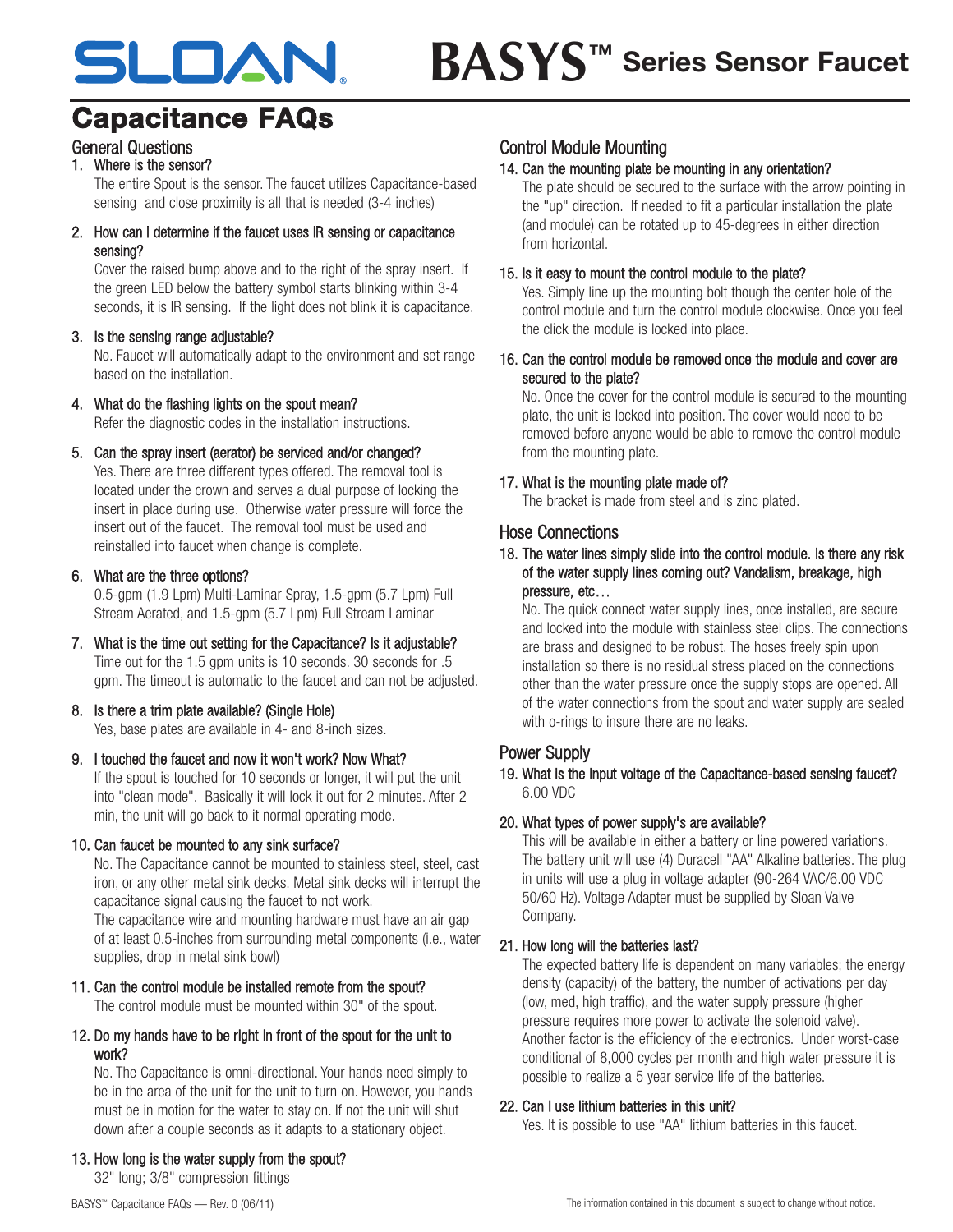# SLOAN BASYS™ Series Sensor Faucet

## Capacitance FAQs

### General Questions

1. Where is the sensor?
   The entire Spout is the sensor. The faucet utilizes Capacitance-based sensing and close proximity is all that is needed (3-4 inches)

2. How can I determine if the faucet uses IR sensing or capacitance sensing?
   Cover the raised bump above and to the right of the spray insert. If the green LED below the battery symbol starts blinking within 3-4 seconds, it is IR sensing. If the light does not blink it is capacitance.

3. Is the sensing range adjustable?
   No. Faucet will automatically adapt to the environment and set range based on the installation.

4. What do the flashing lights on the spout mean?
   Refer the diagnostic codes in the installation instructions.

5. Can the spray insert (aerator) be serviced and/or changed?
   Yes. There are three different types offered. The removal tool is located under the crown and serves a dual purpose of locking the insert in place during use. Otherwise water pressure will force the insert out of the faucet. The removal tool must be used and reinstalled into faucet when change is complete.

6. What are the three options?
   0.5-gpm (1.9 Lpm) Multi-Laminar Spray, 1.5-gpm (5.7 Lpm) Full Stream Aerated, and 1.5-gpm (5.7 Lpm) Full Stream Laminar

7. What is the time out setting for the Capacitance? Is it adjustable?
   Time out for the 1.5 gpm units is 10 seconds. 30 seconds for .5 gpm. The timeout is automatic to the faucet and can not be adjusted.

8. Is there a trim plate available? (Single Hole)
   Yes, base plates are available in 4- and 8-inch sizes.

9. I touched the faucet and now it won't work? Now What?
   If the spout is touched for 10 seconds or longer, it will put the unit into "clean mode". Basically it will lock it out for 2 minutes. After 2 min, the unit will go back to it normal operating mode.

10. Can faucet be mounted to any sink surface?
    No. The Capacitance cannot be mounted to stainless steel, steel, cast iron, or any other metal sink decks. Metal sink decks will interrupt the capacitance signal causing the faucet to not work.
    The capacitance wire and mounting hardware must have an air gap of at least 0.5-inches from surrounding metal components (i.e., water supplies, drop in metal sink bowl)

11. Can the control module be installed remote from the spout?
    The control module must be mounted within 30" of the spout.

12. Do my hands have to be right in front of the spout for the unit to work?
    No. The Capacitance is omni-directional. Your hands need simply to be in the area of the unit for the unit to turn on. However, you hands must be in motion for the water to stay on. If not the unit will shut down after a couple seconds as it adapts to a stationary object.

13. How long is the water supply from the spout?
    32" long; 3/8" compression fittings

### Control Module Mounting

14. Can the mounting plate be mounting in any orientation?
    The plate should be secured to the surface with the arrow pointing in the "up" direction. If needed to fit a particular installation the plate (and module) can be rotated up to 45-degrees in either direction from horizontal.

15. Is it easy to mount the control module to the plate?
    Yes. Simply line up the mounting bolt though the center hole of the control module and turn the control module clockwise. Once you feel the click the module is locked into place.

16. Can the control module be removed once the module and cover are secured to the plate?
    No. Once the cover for the control module is secured to the mounting plate, the unit is locked into position. The cover would need to be removed before anyone would be able to remove the control module from the mounting plate.

17. What is the mounting plate made of?
    The bracket is made from steel and is zinc plated.

### Hose Connections

18. The water lines simply slide into the control module. Is there any risk of the water supply lines coming out? Vandalism, breakage, high pressure, etc…
    No. The quick connect water supply lines, once installed, are secure and locked into the module with stainless steel clips. The connections are brass and designed to be robust. The hoses freely spin upon installation so there is no residual stress placed on the connections other than the water pressure once the supply stops are opened. All of the water connections from the spout and water supply are sealed with o-rings to insure there are no leaks.

### Power Supply

19. What is the input voltage of the Capacitance-based sensing faucet?
    6.00 VDC

20. What types of power supply's are available?
    This will be available in either a battery or line powered variations. The battery unit will use (4) Duracell "AA" Alkaline batteries. The plug in units will use a plug in voltage adapter (90-264 VAC/6.00 VDC 50/60 Hz). Voltage Adapter must be supplied by Sloan Valve Company.

21. How long will the batteries last?
    The expected battery life is dependent on many variables; the energy density (capacity) of the battery, the number of activations per day (low, med, high traffic), and the water supply pressure (higher pressure requires more power to activate the solenoid valve). Another factor is the efficiency of the electronics. Under worst-case conditional of 8,000 cycles per month and high water pressure it is possible to realize a 5 year service life of the batteries.

22. Can I use lithium batteries in this unit?
    Yes. It is possible to use "AA" lithium batteries in this faucet.

BASYS™ Capacitance FAQs — Rev. 0 (06/11)

The information contained in this document is subject to change without notice.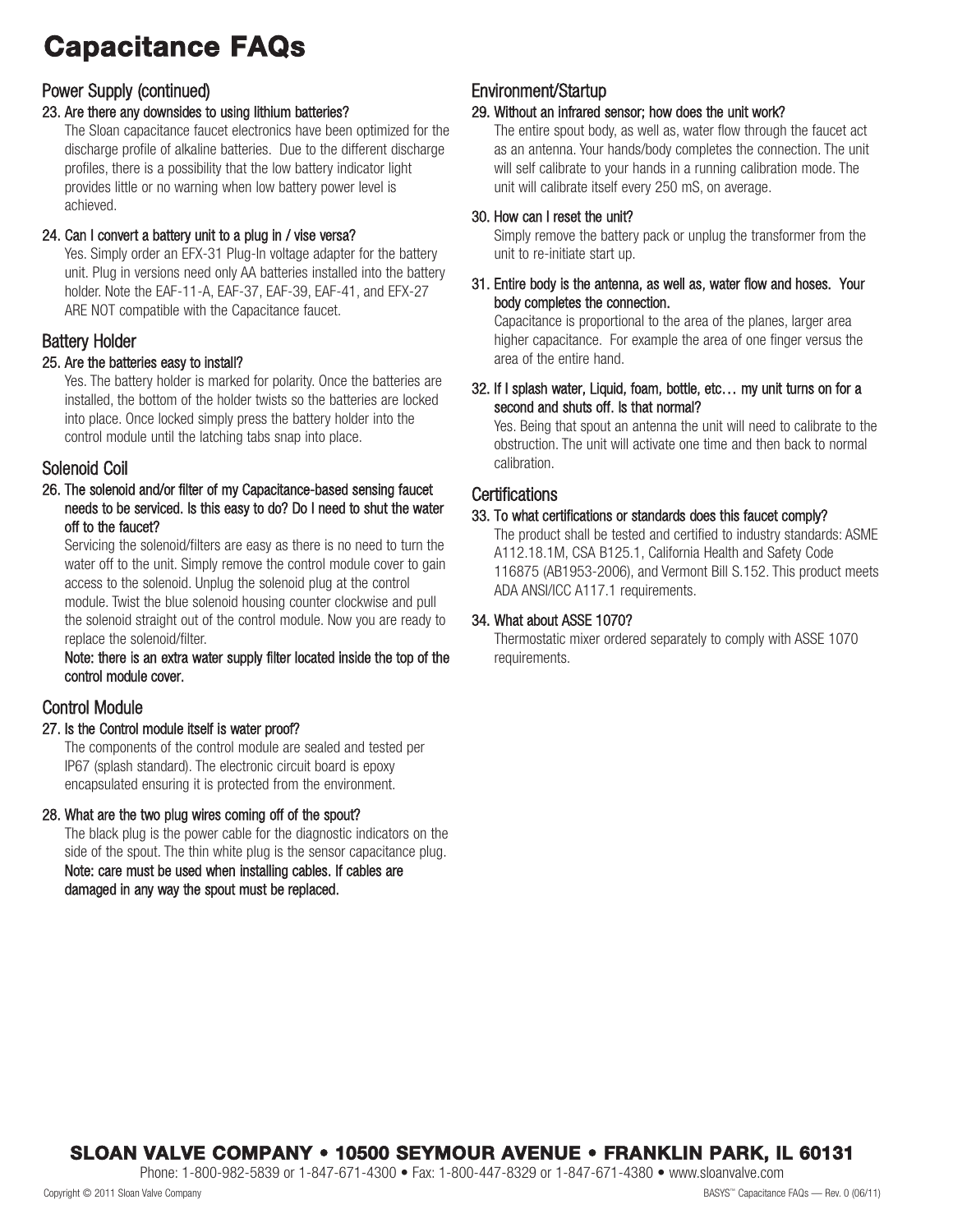# Capacitance FAQs

## Power Supply (continued)

**23. Are there any downsides to using lithium batteries?**

The Sloan capacitance faucet electronics have been optimized for the discharge profile of alkaline batteries. Due to the different discharge profiles, there is a possibility that the low battery indicator light provides little or no warning when low battery power level is achieved.

**24. Can I convert a battery unit to a plug in / vise versa?**

Yes. Simply order an EFX-31 Plug-In voltage adapter for the battery unit. Plug in versions need only AA batteries installed into the battery holder. Note the EAF-11-A, EAF-37, EAF-39, EAF-41, and EFX-27 ARE NOT compatible with the Capacitance faucet.

## Battery Holder

**25. Are the batteries easy to install?**

Yes. The battery holder is marked for polarity. Once the batteries are installed, the bottom of the holder twists so the batteries are locked into place. Once locked simply press the battery holder into the control module until the latching tabs snap into place.

## Solenoid Coil

**26. The solenoid and/or filter of my Capacitance-based sensing faucet needs to be serviced. Is this easy to do? Do I need to shut the water off to the faucet?**

Servicing the solenoid/filters are easy as there is no need to turn the water off to the unit. Simply remove the control module cover to gain access to the solenoid. Unplug the solenoid plug at the control module. Twist the blue solenoid housing counter clockwise and pull the solenoid straight out of the control module. Now you are ready to replace the solenoid/filter.

**Note: there is an extra water supply filter located inside the top of the control module cover.**

## Control Module

**27. Is the Control module itself is water proof?**

The components of the control module are sealed and tested per IP67 (splash standard). The electronic circuit board is epoxy encapsulated ensuring it is protected from the environment.

**28. What are the two plug wires coming off of the spout?**

The black plug is the power cable for the diagnostic indicators on the side of the spout. The thin white plug is the sensor capacitance plug.

**Note: care must be used when installing cables. If cables are damaged in any way the spout must be replaced.**

## Environment/Startup

**29. Without an infrared sensor; how does the unit work?**

The entire spout body, as well as, water flow through the faucet act as an antenna. Your hands/body completes the connection. The unit will self calibrate to your hands in a running calibration mode. The unit will calibrate itself every 250 mS, on average.

**30. How can I reset the unit?**

Simply remove the battery pack or unplug the transformer from the unit to re-initiate start up.

**31. Entire body is the antenna, as well as, water flow and hoses. Your body completes the connection.**

Capacitance is proportional to the area of the planes, larger area higher capacitance. For example the area of one finger versus the area of the entire hand.

**32. If I splash water, Liquid, foam, bottle, etc… my unit turns on for a second and shuts off. Is that normal?**

Yes. Being that spout an antenna the unit will need to calibrate to the obstruction. The unit will activate one time and then back to normal calibration.

## Certifications

**33. To what certifications or standards does this faucet comply?**

The product shall be tested and certified to industry standards: ASME A112.18.1M, CSA B125.1, California Health and Safety Code 116875 (AB1953-2006), and Vermont Bill S.152. This product meets ADA ANSI/ICC A117.1 requirements.

**34. What about ASSE 1070?**

Thermostatic mixer ordered separately to comply with ASSE 1070 requirements.

**SLOAN VALVE COMPANY • 10500 SEYMOUR AVENUE • FRANKLIN PARK, IL 60131**

Phone: 1-800-982-5839 or 1-847-671-4300 • Fax: 1-800-447-8329 or 1-847-671-4380 • www.sloanvalve.com

Copyright © 2011 Sloan Valve Company

BASYS™ Capacitance FAQs — Rev. 0 (06/11)